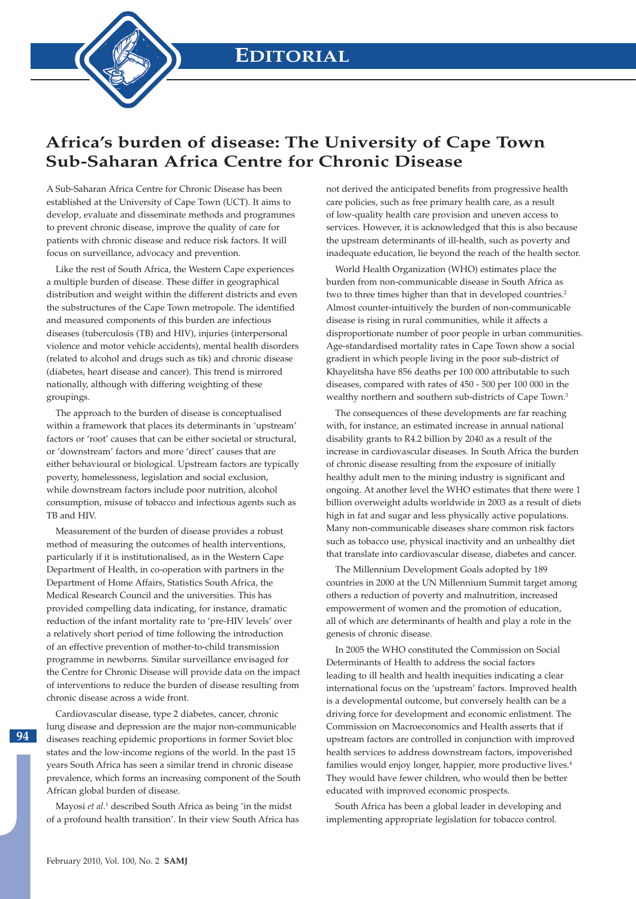# EDITORIAL

## Africa's burden of disease: The University of Cape Town Sub-Saharan Africa Centre for Chronic Disease

A Sub-Saharan Africa Centre for Chronic Disease has been established at the University of Cape Town (UCT). It aims to develop, evaluate and disseminate methods and programmes to prevent chronic disease, improve the quality of care for patients with chronic disease and reduce risk factors. It will focus on surveillance, advocacy and prevention.

Like the rest of South Africa, the Western Cape experiences a multiple burden of disease. These differ in geographical distribution and weight within the different districts and even the substructures of the Cape Town metropole. The identified and measured components of this burden are infectious diseases (tuberculosis (TB) and HIV), injuries (interpersonal violence and motor vehicle accidents), mental health disorders (related to alcohol and drugs such as tik) and chronic disease (diabetes, heart disease and cancer). This trend is mirrored nationally, although with differing weighting of these groupings.

The approach to the burden of disease is conceptualised within a framework that places its determinants in 'upstream' factors or 'root' causes that can be either societal or structural, or 'downstream' factors and more 'direct' causes that are either behavioural or biological. Upstream factors are typically poverty, homelessness, legislation and social exclusion, while downstream factors include poor nutrition, alcohol consumption, misuse of tobacco and infectious agents such as TB and HIV.

Measurement of the burden of disease provides a robust method of measuring the outcomes of health interventions, particularly if it is institutionalised, as in the Western Cape Department of Health, in co-operation with partners in the Department of Home Affairs, Statistics South Africa, the Medical Research Council and the universities. This has provided compelling data indicating, for instance, dramatic reduction of the infant mortality rate to 'pre-HIV levels' over a relatively short period of time following the introduction of an effective prevention of mother-to-child transmission programme in newborns. Similar surveillance envisaged for the Centre for Chronic Disease will provide data on the impact of interventions to reduce the burden of disease resulting from chronic disease across a wide front.

Cardiovascular disease, type 2 diabetes, cancer, chronic lung disease and depression are the major non-communicable diseases reaching epidemic proportions in former Soviet bloc states and the low-income regions of the world. In the past 15 years South Africa has seen a similar trend in chronic disease prevalence, which forms an increasing component of the South African global burden of disease.

Mayosi *et al.*[1] described South Africa as being 'in the midst of a profound health transition'. In their view South Africa has not derived the anticipated benefits from progressive health care policies, such as free primary health care, as a result of low-quality health care provision and uneven access to services. However, it is acknowledged that this is also because the upstream determinants of ill-health, such as poverty and inadequate education, lie beyond the reach of the health sector.

World Health Organization (WHO) estimates place the burden from non-communicable disease in South Africa as two to three times higher than that in developed countries.[2] Almost counter-intuitively the burden of non-communicable disease is rising in rural communities, while it affects a disproportionate number of poor people in urban communities. Age-standardised mortality rates in Cape Town show a social gradient in which people living in the poor sub-district of Khayelitsha have 856 deaths per 100 000 attributable to such diseases, compared with rates of 450 - 500 per 100 000 in the wealthy northern and southern sub-districts of Cape Town.[3]

The consequences of these developments are far reaching with, for instance, an estimated increase in annual national disability grants to R4.2 billion by 2040 as a result of the increase in cardiovascular diseases. In South Africa the burden of chronic disease resulting from the exposure of initially healthy adult men to the mining industry is significant and ongoing. At another level the WHO estimates that there were 1 billion overweight adults worldwide in 2003 as a result of diets high in fat and sugar and less physically active populations. Many non-communicable diseases share common risk factors such as tobacco use, physical inactivity and an unhealthy diet that translate into cardiovascular disease, diabetes and cancer.

The Millennium Development Goals adopted by 189 countries in 2000 at the UN Millennium Summit target among others a reduction of poverty and malnutrition, increased empowerment of women and the promotion of education, all of which are determinants of health and play a role in the genesis of chronic disease.

In 2005 the WHO constituted the Commission on Social Determinants of Health to address the social factors leading to ill health and health inequities indicating a clear international focus on the 'upstream' factors. Improved health is a developmental outcome, but conversely health can be a driving force for development and economic enlistment. The Commission on Macroeconomics and Health asserts that if upstream factors are controlled in conjunction with improved health services to address downstream factors, impoverished families would enjoy longer, happier, more productive lives.[4] They would have fewer children, who would then be better educated with improved economic prospects.

South Africa has been a global leader in developing and implementing appropriate legislation for tobacco control.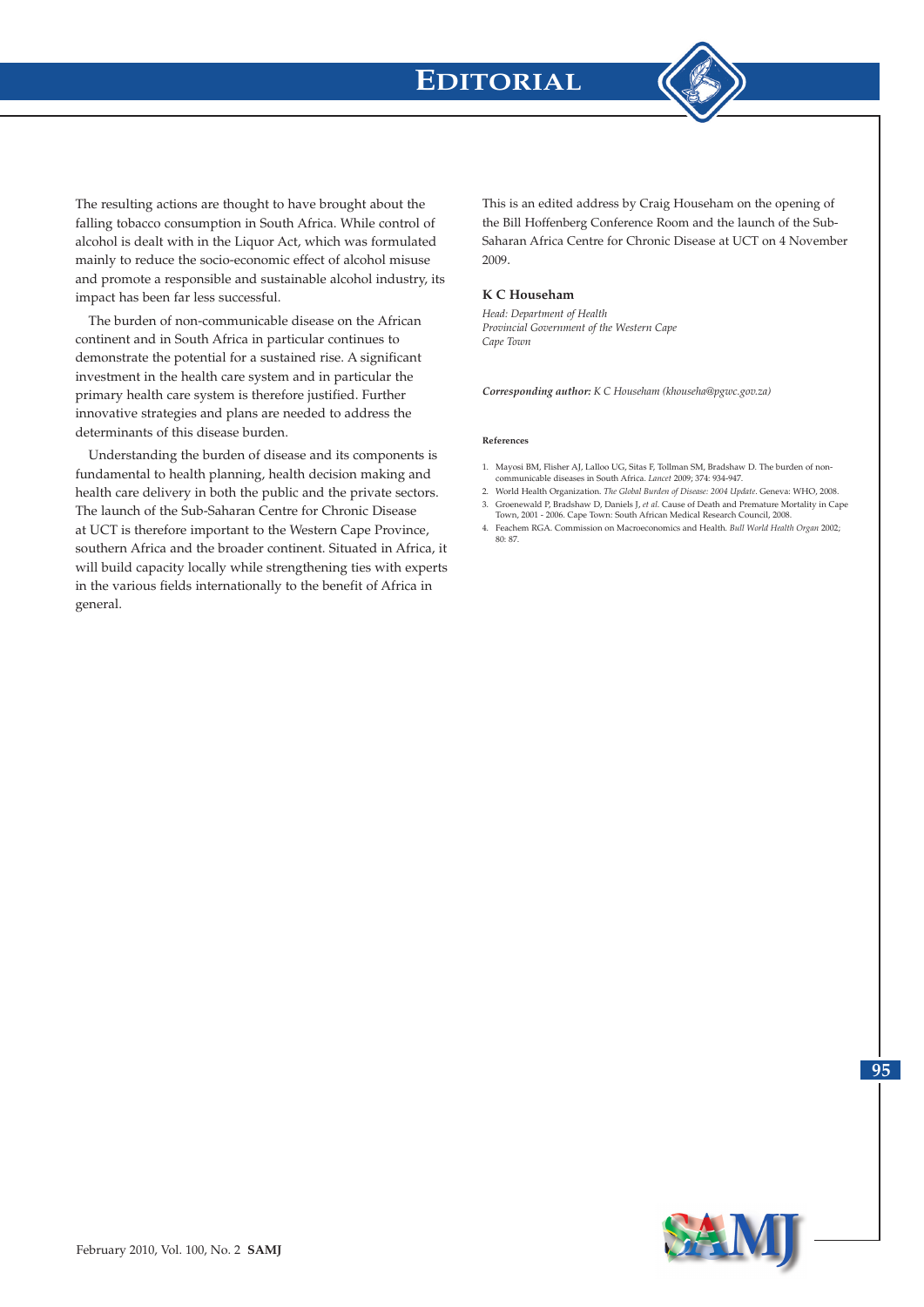The resulting actions are thought to have brought about the falling tobacco consumption in South Africa. While control of alcohol is dealt with in the Liquor Act, which was formulated mainly to reduce the socio-economic effect of alcohol misuse and promote a responsible and sustainable alcohol industry, its impact has been far less successful.

The burden of non-communicable disease on the African continent and in South Africa in particular continues to demonstrate the potential for a sustained rise. A significant investment in the health care system and in particular the primary health care system is therefore justified. Further innovative strategies and plans are needed to address the determinants of this disease burden.

Understanding the burden of disease and its components is fundamental to health planning, health decision making and health care delivery in both the public and the private sectors. The launch of the Sub-Saharan Centre for Chronic Disease at UCT is therefore important to the Western Cape Province, southern Africa and the broader continent. Situated in Africa, it will build capacity locally while strengthening ties with experts in the various fields internationally to the benefit of Africa in general.

This is an edited address by Craig Househam on the opening of the Bill Hoffenberg Conference Room and the launch of the Sub-Saharan Africa Centre for Chronic Disease at UCT on 4 November 2009.

**K C Househam**

*Head: Department of Health*
*Provincial Government of the Western Cape*
*Cape Town*

***Corresponding author:*** *K C Househam (khouseha@pgwc.gov.za)*

**References**

1. Mayosi BM, Flisher AJ, Lalloo UG, Sitas F, Tollman SM, Bradshaw D. The burden of non-communicable diseases in South Africa. *Lancet* 2009; 374: 934-947.
2. World Health Organization. *The Global Burden of Disease: 2004 Update*. Geneva: WHO, 2008.
3. Groenewald P, Bradshaw D, Daniels J, *et al.* Cause of Death and Premature Mortality in Cape Town, 2001 - 2006. Cape Town: South African Medical Research Council, 2008.
4. Feachem RGA. Commission on Macroeconomics and Health. *Bull World Health Organ* 2002; 80: 87.